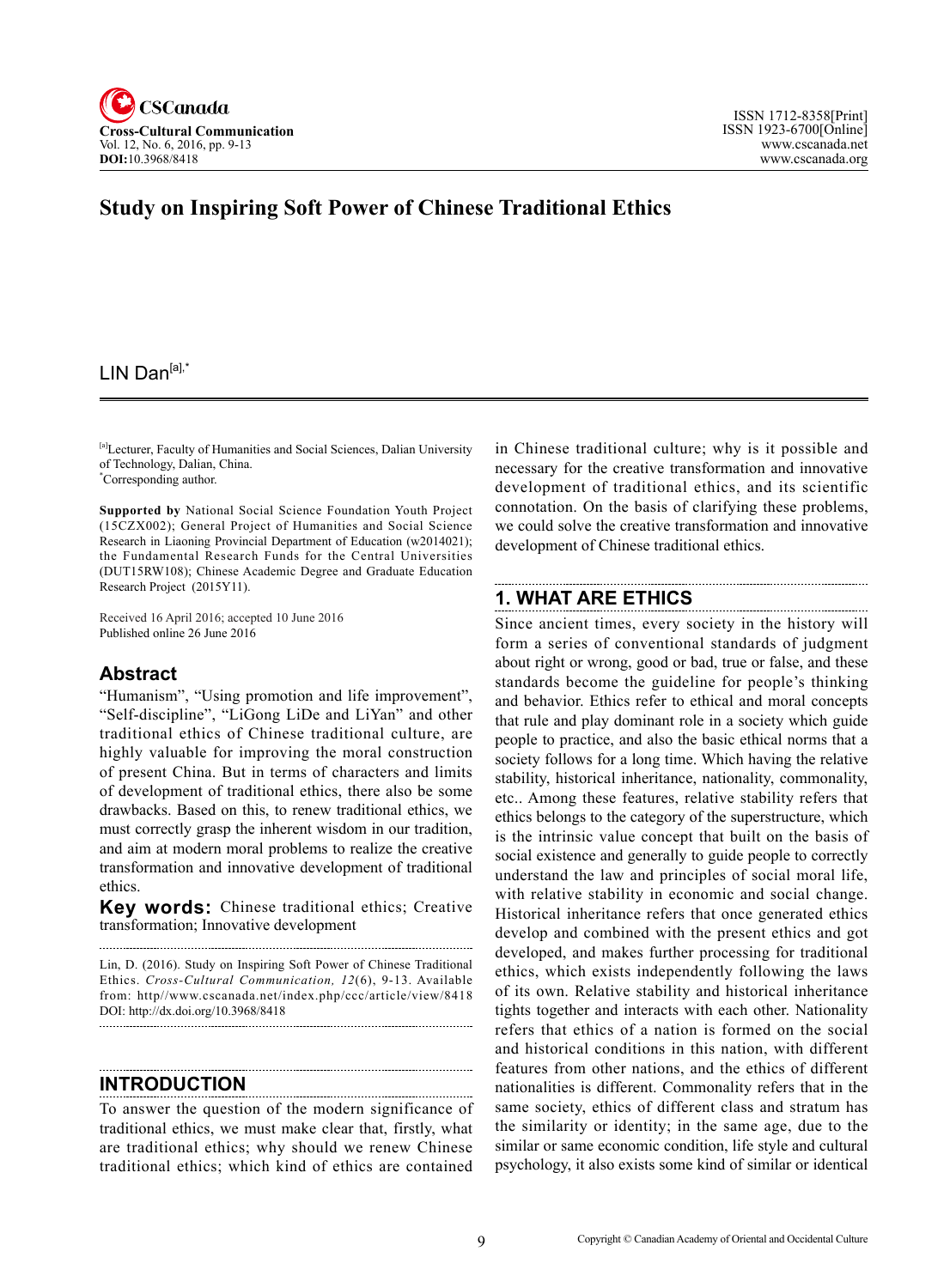# Study on Inspiring Soft Power of Chinese Traditional Ethics

LIN Dan[a],*

[a]Lecturer, Faculty of Humanities and Social Sciences, Dalian University of Technology, Dalian, China.
*Corresponding author.

**Supported by** National Social Science Foundation Youth Project (15CZX002); General Project of Humanities and Social Science Research in Liaoning Provincial Department of Education (w2014021); the Fundamental Research Funds for the Central Universities (DUT15RW108); Chinese Academic Degree and Graduate Education Research Project (2015Y11).

Received 16 April 2016; accepted 10 June 2016
Published online 26 June 2016

## Abstract

"Humanism", "Using promotion and life improvement", "Self-discipline", "LiGong LiDe and LiYan" and other traditional ethics of Chinese traditional culture, are highly valuable for improving the moral construction of present China. But in terms of characters and limits of development of traditional ethics, there also be some drawbacks. Based on this, to renew traditional ethics, we must correctly grasp the inherent wisdom in our tradition, and aim at modern moral problems to realize the creative transformation and innovative development of traditional ethics.

**Key words:** Chinese traditional ethics; Creative transformation; Innovative development

Lin, D. (2016). Study on Inspiring Soft Power of Chinese Traditional Ethics. *Cross-Cultural Communication, 12*(6), 9-13. Available from: http//www.cscanada.net/index.php/ccc/article/view/8418 DOI: http://dx.doi.org/10.3968/8418

## INTRODUCTION

To answer the question of the modern significance of traditional ethics, we must make clear that, firstly, what are traditional ethics; why should we renew Chinese traditional ethics; which kind of ethics are contained in Chinese traditional culture; why is it possible and necessary for the creative transformation and innovative development of traditional ethics, and its scientific connotation. On the basis of clarifying these problems, we could solve the creative transformation and innovative development of Chinese traditional ethics.

## 1. WHAT ARE ETHICS

Since ancient times, every society in the history will form a series of conventional standards of judgment about right or wrong, good or bad, true or false, and these standards become the guideline for people's thinking and behavior. Ethics refer to ethical and moral concepts that rule and play dominant role in a society which guide people to practice, and also the basic ethical norms that a society follows for a long time. Which having the relative stability, historical inheritance, nationality, commonality, etc.. Among these features, relative stability refers that ethics belongs to the category of the superstructure, which is the intrinsic value concept that built on the basis of social existence and generally to guide people to correctly understand the law and principles of social moral life, with relative stability in economic and social change. Historical inheritance refers that once generated ethics develop and combined with the present ethics and got developed, and makes further processing for traditional ethics, which exists independently following the laws of its own. Relative stability and historical inheritance tights together and interacts with each other. Nationality refers that ethics of a nation is formed on the social and historical conditions in this nation, with different features from other nations, and the ethics of different nationalities is different. Commonality refers that in the same society, ethics of different class and stratum has the similarity or identity; in the same age, due to the similar or same economic condition, life style and cultural psychology, it also exists some kind of similar or identical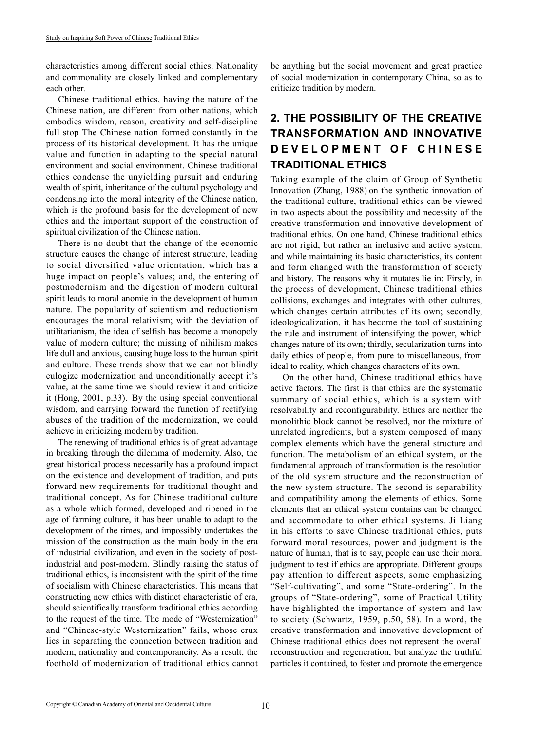characteristics among different social ethics. Nationality and commonality are closely linked and complementary each other.

Chinese traditional ethics, having the nature of the Chinese nation, are different from other nations, which embodies wisdom, reason, creativity and self-discipline full stop The Chinese nation formed constantly in the process of its historical development. It has the unique value and function in adapting to the special natural environment and social environment. Chinese traditional ethics condense the unyielding pursuit and enduring wealth of spirit, inheritance of the cultural psychology and condensing into the moral integrity of the Chinese nation, which is the profound basis for the development of new ethics and the important support of the construction of spiritual civilization of the Chinese nation.

There is no doubt that the change of the economic structure causes the change of interest structure, leading to social diversified value orientation, which has a huge impact on people's values; and, the entering of postmodernism and the digestion of modern cultural spirit leads to moral anomie in the development of human nature. The popularity of scientism and reductionism encourages the moral relativism; with the deviation of utilitarianism, the idea of selfish has become a monopoly value of modern culture; the missing of nihilism makes life dull and anxious, causing huge loss to the human spirit and culture. These trends show that we can not blindly eulogize modernization and unconditionally accept it's value, at the same time we should review it and criticize it (Hong, 2001, p.33). By the using special conventional wisdom, and carrying forward the function of rectifying abuses of the tradition of the modernization, we could achieve in criticizing modern by tradition.

The renewing of traditional ethics is of great advantage in breaking through the dilemma of modernity. Also, the great historical process necessarily has a profound impact on the existence and development of tradition, and puts forward new requirements for traditional thought and traditional concept. As for Chinese traditional culture as a whole which formed, developed and ripened in the age of farming culture, it has been unable to adapt to the development of the times, and impossibly undertakes the mission of the construction as the main body in the era of industrial civilization, and even in the society of post-industrial and post-modern. Blindly raising the status of traditional ethics, is inconsistent with the spirit of the time of socialism with Chinese characteristics. This means that constructing new ethics with distinct characteristic of era, should scientifically transform traditional ethics according to the request of the time. The mode of "Westernization" and "Chinese-style Westernization" fails, whose crux lies in separating the connection between tradition and modern, nationality and contemporaneity. As a result, the foothold of modernization of traditional ethics cannot be anything but the social movement and great practice of social modernization in contemporary China, so as to criticize tradition by modern.

## 2. THE POSSIBILITY OF THE CREATIVE TRANSFORMATION AND INNOVATIVE DEVELOPMENT OF CHINESE TRADITIONAL ETHICS

Taking example of the claim of Group of Synthetic Innovation (Zhang, 1988) on the synthetic innovation of the traditional culture, traditional ethics can be viewed in two aspects about the possibility and necessity of the creative transformation and innovative development of traditional ethics. On one hand, Chinese traditional ethics are not rigid, but rather an inclusive and active system, and while maintaining its basic characteristics, its content and form changed with the transformation of society and history. The reasons why it mutates lie in: Firstly, in the process of development, Chinese traditional ethics collisions, exchanges and integrates with other cultures, which changes certain attributes of its own; secondly, ideologicalization, it has become the tool of sustaining the rule and instrument of intensifying the power, which changes nature of its own; thirdly, secularization turns into daily ethics of people, from pure to miscellaneous, from ideal to reality, which changes characters of its own.

On the other hand, Chinese traditional ethics have active factors. The first is that ethics are the systematic summary of social ethics, which is a system with resolvability and reconfigurability. Ethics are neither the monolithic block cannot be resolved, nor the mixture of unrelated ingredients, but a system composed of many complex elements which have the general structure and function. The metabolism of an ethical system, or the fundamental approach of transformation is the resolution of the old system structure and the reconstruction of the new system structure. The second is separability and compatibility among the elements of ethics. Some elements that an ethical system contains can be changed and accommodate to other ethical systems. Ji Liang in his efforts to save Chinese traditional ethics, puts forward moral resources, power and judgment is the nature of human, that is to say, people can use their moral judgment to test if ethics are appropriate. Different groups pay attention to different aspects, some emphasizing "Self-cultivating", and some "State-ordering". In the groups of "State-ordering", some of Practical Utility have highlighted the importance of system and law to society (Schwartz, 1959, p.50, 58). In a word, the creative transformation and innovative development of Chinese traditional ethics does not represent the overall reconstruction and regeneration, but analyze the truthful particles it contained, to foster and promote the emergence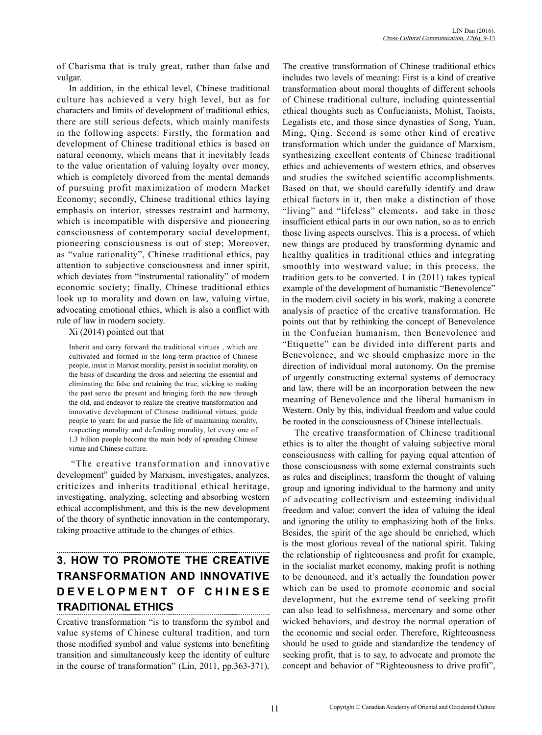of Charisma that is truly great, rather than false and vulgar.

In addition, in the ethical level, Chinese traditional culture has achieved a very high level, but as for characters and limits of development of traditional ethics, there are still serious defects, which mainly manifests in the following aspects: Firstly, the formation and development of Chinese traditional ethics is based on natural economy, which means that it inevitably leads to the value orientation of valuing loyalty over money, which is completely divorced from the mental demands of pursuing profit maximization of modern Market Economy; secondly, Chinese traditional ethics laying emphasis on interior, stresses restraint and harmony, which is incompatible with dispersive and pioneering consciousness of contemporary social development, pioneering consciousness is out of step; Moreover, as "value rationality", Chinese traditional ethics, pay attention to subjective consciousness and inner spirit, which deviates from "instrumental rationality" of modern economic society; finally, Chinese traditional ethics look up to morality and down on law, valuing virtue, advocating emotional ethics, which is also a conflict with rule of law in modern society.

Xi (2014) pointed out that

> Inherit and carry forward the traditional virtues , which are cultivated and formed in the long-term practice of Chinese people, insist in Marxist morality, persist in socialist morality, on the basis of discarding the dross and selecting the essential and eliminating the false and retaining the true, sticking to making the past serve the present and bringing forth the new through the old, and endeavor to realize the creative transformation and innovative development of Chinese traditional virtues, guide people to yearn for and pursue the life of maintaining morality, respecting morality and defending morality, let every one of 1.3 billion people become the main body of spreading Chinese virtue and Chinese culture.

"The creative transformation and innovative development" guided by Marxism, investigates, analyzes, criticizes and inherits traditional ethical heritage, investigating, analyzing, selecting and absorbing western ethical accomplishment, and this is the new development of the theory of synthetic innovation in the contemporary, taking proactive attitude to the changes of ethics.

## 3. HOW TO PROMOTE THE CREATIVE TRANSFORMATION AND INNOVATIVE DEVELOPMENT OF CHINESE TRADITIONAL ETHICS

Creative transformation "is to transform the symbol and value systems of Chinese cultural tradition, and turn those modified symbol and value systems into benefiting transition and simultaneously keep the identity of culture in the course of transformation" (Lin, 2011, pp.363-371). The creative transformation of Chinese traditional ethics includes two levels of meaning: First is a kind of creative transformation about moral thoughts of different schools of Chinese traditional culture, including quintessential ethical thoughts such as Confucianists, Mohist, Taoists, Legalists etc, and those since dynasties of Song, Yuan, Ming, Qing. Second is some other kind of creative transformation which under the guidance of Marxism, synthesizing excellent contents of Chinese traditional ethics and achievements of western ethics, and observes and studies the switched scientific accomplishments. Based on that, we should carefully identify and draw ethical factors in it, then make a distinction of those "living" and "lifeless" elements，and take in those insufficient ethical parts in our own nation, so as to enrich those living aspects ourselves. This is a process, of which new things are produced by transforming dynamic and healthy qualities in traditional ethics and integrating smoothly into westward value; in this process, the tradition gets to be converted. Lin (2011) takes typical example of the development of humanistic "Benevolence" in the modern civil society in his work, making a concrete analysis of practice of the creative transformation. He points out that by rethinking the concept of Benevolence in the Confucian humanism, then Benevolence and "Etiquette" can be divided into different parts and Benevolence, and we should emphasize more in the direction of individual moral autonomy. On the premise of urgently constructing external systems of democracy and law, there will be an incorporation between the new meaning of Benevolence and the liberal humanism in Western. Only by this, individual freedom and value could be rooted in the consciousness of Chinese intellectuals.

The creative transformation of Chinese traditional ethics is to alter the thought of valuing subjective moral consciousness with calling for paying equal attention of those consciousness with some external constraints such as rules and disciplines; transform the thought of valuing group and ignoring individual to the harmony and unity of advocating collectivism and esteeming individual freedom and value; convert the idea of valuing the ideal and ignoring the utility to emphasizing both of the links. Besides, the spirit of the age should be enriched, which is the most glorious reveal of the national spirit. Taking the relationship of righteousness and profit for example, in the socialist market economy, making profit is nothing to be denounced, and it's actually the foundation power which can be used to promote economic and social development, but the extreme tend of seeking profit can also lead to selfishness, mercenary and some other wicked behaviors, and destroy the normal operation of the economic and social order. Therefore, Righteousness should be used to guide and standardize the tendency of seeking profit, that is to say, to advocate and promote the concept and behavior of "Righteousness to drive profit",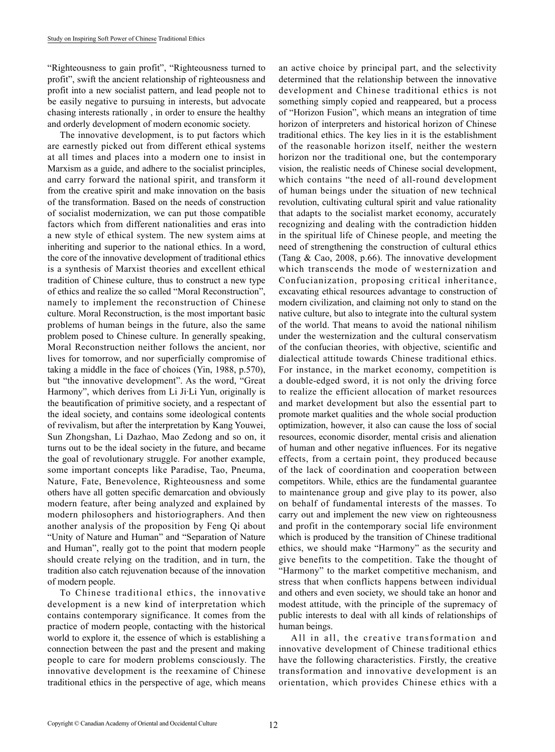"Righteousness to gain profit", "Righteousness turned to profit", swift the ancient relationship of righteousness and profit into a new socialist pattern, and lead people not to be easily negative to pursuing in interests, but advocate chasing interests rationally , in order to ensure the healthy and orderly development of modern economic society.

The innovative development, is to put factors which are earnestly picked out from different ethical systems at all times and places into a modern one to insist in Marxism as a guide, and adhere to the socialist principles, and carry forward the national spirit, and transform it from the creative spirit and make innovation on the basis of the transformation. Based on the needs of construction of socialist modernization, we can put those compatible factors which from different nationalities and eras into a new style of ethical system. The new system aims at inheriting and superior to the national ethics. In a word, the core of the innovative development of traditional ethics is a synthesis of Marxist theories and excellent ethical tradition of Chinese culture, thus to construct a new type of ethics and realize the so called "Moral Reconstruction", namely to implement the reconstruction of Chinese culture. Moral Reconstruction, is the most important basic problems of human beings in the future, also the same problem posed to Chinese culture. In generally speaking, Moral Reconstruction neither follows the ancient, nor lives for tomorrow, and nor superficially compromise of taking a middle in the face of choices (Yin, 1988, p.570), but "the innovative development". As the word, "Great Harmony", which derives from Li Ji·Li Yun, originally is the beautification of primitive society, and a respectant of the ideal society, and contains some ideological contents of revivalism, but after the interpretation by Kang Youwei, Sun Zhongshan, Li Dazhao, Mao Zedong and so on, it turns out to be the ideal society in the future, and became the goal of revolutionary struggle. For another example, some important concepts like Paradise, Tao, Pneuma, Nature, Fate, Benevolence, Righteousness and some others have all gotten specific demarcation and obviously modern feature, after being analyzed and explained by modern philosophers and historiographers. And then another analysis of the proposition by Feng Qi about "Unity of Nature and Human" and "Separation of Nature and Human", really got to the point that modern people should create relying on the tradition, and in turn, the tradition also catch rejuvenation because of the innovation of modern people.

To Chinese traditional ethics, the innovative development is a new kind of interpretation which contains contemporary significance. It comes from the practice of modern people, contacting with the historical world to explore it, the essence of which is establishing a connection between the past and the present and making people to care for modern problems consciously. The innovative development is the reexamine of Chinese traditional ethics in the perspective of age, which means an active choice by principal part, and the selectivity determined that the relationship between the innovative development and Chinese traditional ethics is not something simply copied and reappeared, but a process of "Horizon Fusion", which means an integration of time horizon of interpreters and historical horizon of Chinese traditional ethics. The key lies in it is the establishment of the reasonable horizon itself, neither the western horizon nor the traditional one, but the contemporary vision, the realistic needs of Chinese social development, which contains "the need of all-round development of human beings under the situation of new technical revolution, cultivating cultural spirit and value rationality that adapts to the socialist market economy, accurately recognizing and dealing with the contradiction hidden in the spiritual life of Chinese people, and meeting the need of strengthening the construction of cultural ethics (Tang & Cao, 2008, p.66). The innovative development which transcends the mode of westernization and Confucianization, proposing critical inheritance, excavating ethical resources advantage to construction of modern civilization, and claiming not only to stand on the native culture, but also to integrate into the cultural system of the world. That means to avoid the national nihilism under the westernization and the cultural conservatism of the confucian theories, with objective, scientific and dialectical attitude towards Chinese traditional ethics. For instance, in the market economy, competition is a double-edged sword, it is not only the driving force to realize the efficient allocation of market resources and market development but also the essential part to promote market qualities and the whole social production optimization, however, it also can cause the loss of social resources, economic disorder, mental crisis and alienation of human and other negative influences. For its negative effects, from a certain point, they produced because of the lack of coordination and cooperation between competitors. While, ethics are the fundamental guarantee to maintenance group and give play to its power, also on behalf of fundamental interests of the masses. To carry out and implement the new view on righteousness and profit in the contemporary social life environment which is produced by the transition of Chinese traditional ethics, we should make "Harmony" as the security and give benefits to the competition. Take the thought of "Harmony" to the market competitive mechanism, and stress that when conflicts happens between individual and others and even society, we should take an honor and modest attitude, with the principle of the supremacy of public interests to deal with all kinds of relationships of human beings.

All in all, the creative transformation and innovative development of Chinese traditional ethics have the following characteristics. Firstly, the creative transformation and innovative development is an orientation, which provides Chinese ethics with a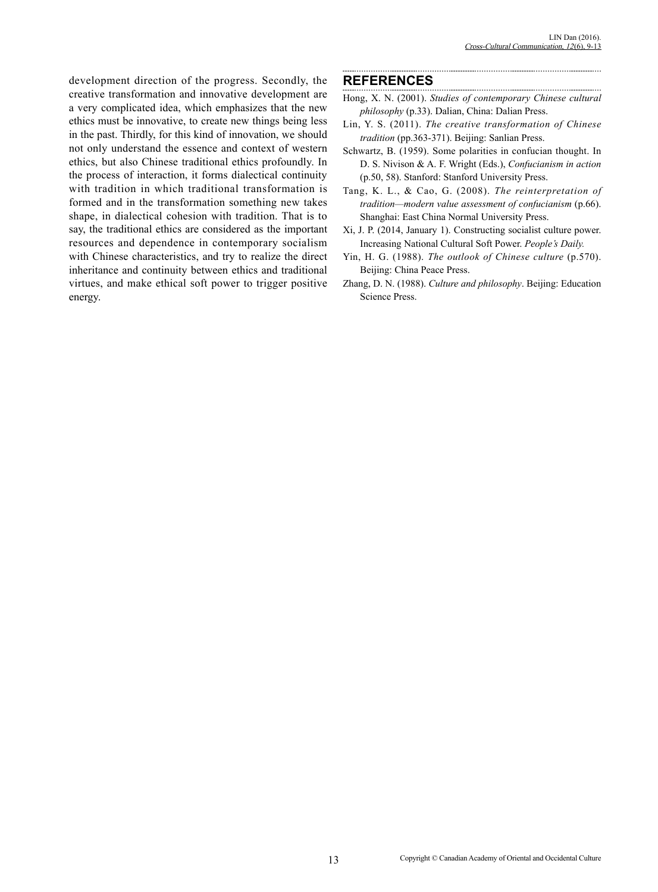development direction of the progress. Secondly, the creative transformation and innovative development are a very complicated idea, which emphasizes that the new ethics must be innovative, to create new things being less in the past. Thirdly, for this kind of innovation, we should not only understand the essence and context of western ethics, but also Chinese traditional ethics profoundly. In the process of interaction, it forms dialectical continuity with tradition in which traditional transformation is formed and in the transformation something new takes shape, in dialectical cohesion with tradition. That is to say, the traditional ethics are considered as the important resources and dependence in contemporary socialism with Chinese characteristics, and try to realize the direct inheritance and continuity between ethics and traditional virtues, and make ethical soft power to trigger positive energy.

## REFERENCES

Hong, X. N. (2001). *Studies of contemporary Chinese cultural philosophy* (p.33). Dalian, China: Dalian Press.

Lin, Y. S. (2011). *The creative transformation of Chinese tradition* (pp.363-371). Beijing: Sanlian Press.

Schwartz, B. (1959). Some polarities in confucian thought. In D. S. Nivison & A. F. Wright (Eds.), *Confucianism in action* (p.50, 58). Stanford: Stanford University Press.

Tang, K. L., & Cao, G. (2008). *The reinterpretation of tradition—modern value assessment of confucianism* (p.66). Shanghai: East China Normal University Press.

Xi, J. P. (2014, January 1). Constructing socialist culture power. Increasing National Cultural Soft Power. *People's Daily.*

Yin, H. G. (1988). *The outlook of Chinese culture* (p.570). Beijing: China Peace Press.

Zhang, D. N. (1988). *Culture and philosophy*. Beijing: Education Science Press.